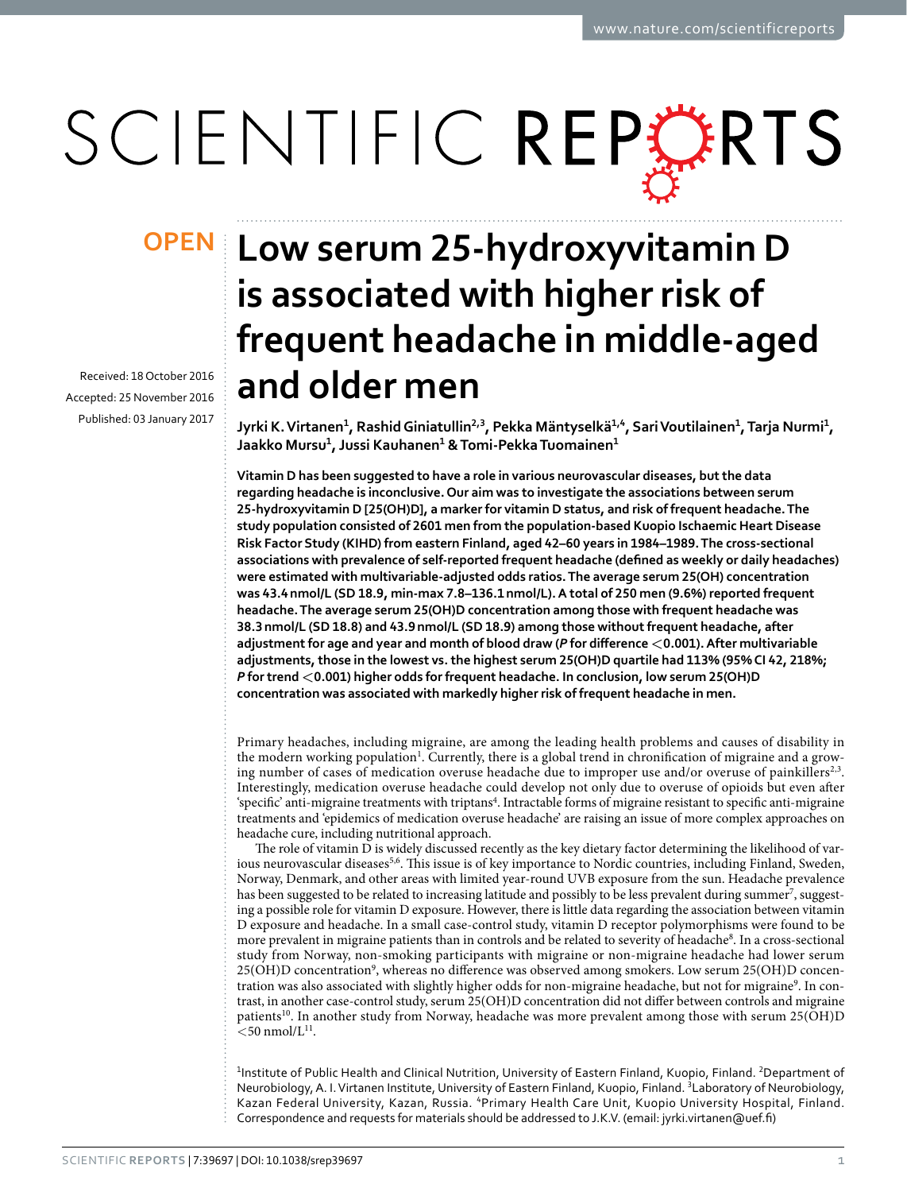**OPEN**

# Low serum 25-hydroxyvitamin D is associated with higher risk of frequent headache in middle-aged and older men

Received: 18 October 2016

Accepted: 25 November 2016

Published: 03 January 2017

Jyrki K. Virtanen[1], Rashid Giniatullin[2,3], Pekka Mäntyselkä[1,4], Sari Voutilainen[1], Tarja Nurmi[1], Jaakko Mursu[1], Jussi Kauhanen[1] & Tomi-Pekka Tuomainen[1]

**Vitamin D has been suggested to have a role in various neurovascular diseases, but the data regarding headache is inconclusive. Our aim was to investigate the associations between serum 25-hydroxyvitamin D [25(OH)D], a marker for vitamin D status, and risk of frequent headache. The study population consisted of 2601 men from the population-based Kuopio Ischaemic Heart Disease Risk Factor Study (KIHD) from eastern Finland, aged 42–60 years in 1984–1989. The cross-sectional associations with prevalence of self-reported frequent headache (defined as weekly or daily headaches) were estimated with multivariable-adjusted odds ratios. The average serum 25(OH) concentration was 43.4 nmol/L (SD 18.9, min-max 7.8–136.1 nmol/L). A total of 250 men (9.6%) reported frequent headache. The average serum 25(OH)D concentration among those with frequent headache was 38.3 nmol/L (SD 18.8) and 43.9 nmol/L (SD 18.9) among those without frequent headache, after adjustment for age and year and month of blood draw (*P* for difference <0.001). After multivariable adjustments, those in the lowest vs. the highest serum 25(OH)D quartile had 113% (95% CI 42, 218%; *P* for trend <0.001) higher odds for frequent headache. In conclusion, low serum 25(OH)D concentration was associated with markedly higher risk of frequent headache in men.**

Primary headaches, including migraine, are among the leading health problems and causes of disability in the modern working population[1]. Currently, there is a global trend in chronification of migraine and a growing number of cases of medication overuse headache due to improper use and/or overuse of painkillers[2,3]. Interestingly, medication overuse headache could develop not only due to overuse of opioids but even after 'specific' anti-migraine treatments with triptans[4]. Intractable forms of migraine resistant to specific anti-migraine treatments and 'epidemics of medication overuse headache' are raising an issue of more complex approaches on headache cure, including nutritional approach.

The role of vitamin D is widely discussed recently as the key dietary factor determining the likelihood of various neurovascular diseases[5,6]. This issue is of key importance to Nordic countries, including Finland, Sweden, Norway, Denmark, and other areas with limited year-round UVB exposure from the sun. Headache prevalence has been suggested to be related to increasing latitude and possibly to be less prevalent during summer[7], suggesting a possible role for vitamin D exposure. However, there is little data regarding the association between vitamin D exposure and headache. In a small case-control study, vitamin D receptor polymorphisms were found to be more prevalent in migraine patients than in controls and be related to severity of headache[8]. In a cross-sectional study from Norway, non-smoking participants with migraine or non-migraine headache had lower serum 25(OH)D concentration[9], whereas no difference was observed among smokers. Low serum 25(OH)D concentration was also associated with slightly higher odds for non-migraine headache, but not for migraine[9]. In contrast, in another case-control study, serum 25(OH)D concentration did not differ between controls and migraine patients[10]. In another study from Norway, headache was more prevalent among those with serum 25(OH)D <50 nmol/L[11].

[1]Institute of Public Health and Clinical Nutrition, University of Eastern Finland, Kuopio, Finland. [2]Department of Neurobiology, A. I. Virtanen Institute, University of Eastern Finland, Kuopio, Finland. [3]Laboratory of Neurobiology, Kazan Federal University, Kazan, Russia. [4]Primary Health Care Unit, Kuopio University Hospital, Finland. Correspondence and requests for materials should be addressed to J.K.V. (email: jyrki.virtanen@uef.fi)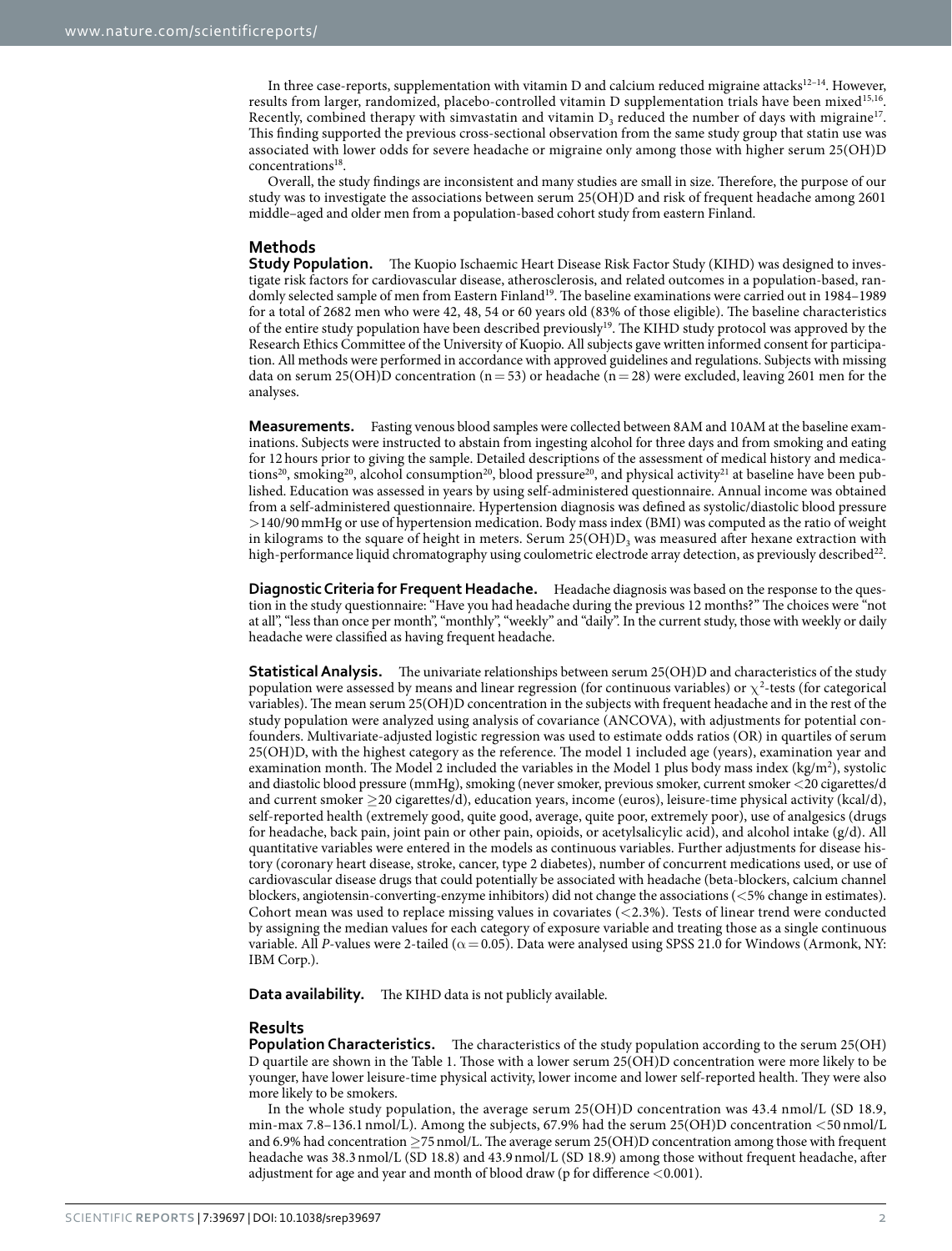In three case-reports, supplementation with vitamin D and calcium reduced migraine attacks[12–14]. However, results from larger, randomized, placebo-controlled vitamin D supplementation trials have been mixed[15,16]. Recently, combined therapy with simvastatin and vitamin $D_3$ reduced the number of days with migraine[17]. This finding supported the previous cross-sectional observation from the same study group that statin use was associated with lower odds for severe headache or migraine only among those with higher serum 25(OH)D concentrations[18].

Overall, the study findings are inconsistent and many studies are small in size. Therefore, the purpose of our study was to investigate the associations between serum 25(OH)D and risk of frequent headache among 2601 middle–aged and older men from a population-based cohort study from eastern Finland.

## Methods

**Study Population.** The Kuopio Ischaemic Heart Disease Risk Factor Study (KIHD) was designed to investigate risk factors for cardiovascular disease, atherosclerosis, and related outcomes in a population-based, randomly selected sample of men from Eastern Finland[19]. The baseline examinations were carried out in 1984–1989 for a total of 2682 men who were 42, 48, 54 or 60 years old (83% of those eligible). The baseline characteristics of the entire study population have been described previously[19]. The KIHD study protocol was approved by the Research Ethics Committee of the University of Kuopio. All subjects gave written informed consent for participation. All methods were performed in accordance with approved guidelines and regulations. Subjects with missing data on serum 25(OH)D concentration (n = 53) or headache (n = 28) were excluded, leaving 2601 men for the analyses.

**Measurements.** Fasting venous blood samples were collected between 8AM and 10AM at the baseline examinations. Subjects were instructed to abstain from ingesting alcohol for three days and from smoking and eating for 12 hours prior to giving the sample. Detailed descriptions of the assessment of medical history and medications[20], smoking[20], alcohol consumption[20], blood pressure[20], and physical activity[21] at baseline have been published. Education was assessed in years by using self-administered questionnaire. Annual income was obtained from a self-administered questionnaire. Hypertension diagnosis was defined as systolic/diastolic blood pressure >140/90 mmHg or use of hypertension medication. Body mass index (BMI) was computed as the ratio of weight in kilograms to the square of height in meters. Serum 25(OH)$D_3$ was measured after hexane extraction with high-performance liquid chromatography using coulometric electrode array detection, as previously described[22].

**Diagnostic Criteria for Frequent Headache.** Headache diagnosis was based on the response to the question in the study questionnaire: "Have you had headache during the previous 12 months?" The choices were "not at all", "less than once per month", "monthly", "weekly" and "daily". In the current study, those with weekly or daily headache were classified as having frequent headache.

**Statistical Analysis.** The univariate relationships between serum 25(OH)D and characteristics of the study population were assessed by means and linear regression (for continuous variables) or $\chi^2$-tests (for categorical variables). The mean serum 25(OH)D concentration in the subjects with frequent headache and in the rest of the study population were analyzed using analysis of covariance (ANCOVA), with adjustments for potential confounders. Multivariate-adjusted logistic regression was used to estimate odds ratios (OR) in quartiles of serum 25(OH)D, with the highest category as the reference. The model 1 included age (years), examination year and examination month. The Model 2 included the variables in the Model 1 plus body mass index (kg/m$^2$), systolic and diastolic blood pressure (mmHg), smoking (never smoker, previous smoker, current smoker <20 cigarettes/d and current smoker ≥20 cigarettes/d), education years, income (euros), leisure-time physical activity (kcal/d), self-reported health (extremely good, quite good, average, quite poor, extremely poor), use of analgesics (drugs for headache, back pain, joint pain or other pain, opioids, or acetylsalicylic acid), and alcohol intake (g/d). All quantitative variables were entered in the models as continuous variables. Further adjustments for disease history (coronary heart disease, stroke, cancer, type 2 diabetes), number of concurrent medications used, or use of cardiovascular disease drugs that could potentially be associated with headache (beta-blockers, calcium channel blockers, angiotensin-converting-enzyme inhibitors) did not change the associations (<5% change in estimates). Cohort mean was used to replace missing values in covariates (<2.3%). Tests of linear trend were conducted by assigning the median values for each category of exposure variable and treating those as a single continuous variable. All *P*-values were 2-tailed ($\alpha = 0.05$). Data were analysed using SPSS 21.0 for Windows (Armonk, NY: IBM Corp.).

**Data availability.** The KIHD data is not publicly available.

## Results

**Population Characteristics.** The characteristics of the study population according to the serum 25(OH) D quartile are shown in the Table 1. Those with a lower serum 25(OH)D concentration were more likely to be younger, have lower leisure-time physical activity, lower income and lower self-reported health. They were also more likely to be smokers.

In the whole study population, the average serum 25(OH)D concentration was 43.4 nmol/L (SD 18.9, min-max 7.8–136.1 nmol/L). Among the subjects, 67.9% had the serum 25(OH)D concentration <50 nmol/L and 6.9% had concentration ≥75 nmol/L. The average serum 25(OH)D concentration among those with frequent headache was 38.3 nmol/L (SD 18.8) and 43.9 nmol/L (SD 18.9) among those without frequent headache, after adjustment for age and year and month of blood draw (p for difference <0.001).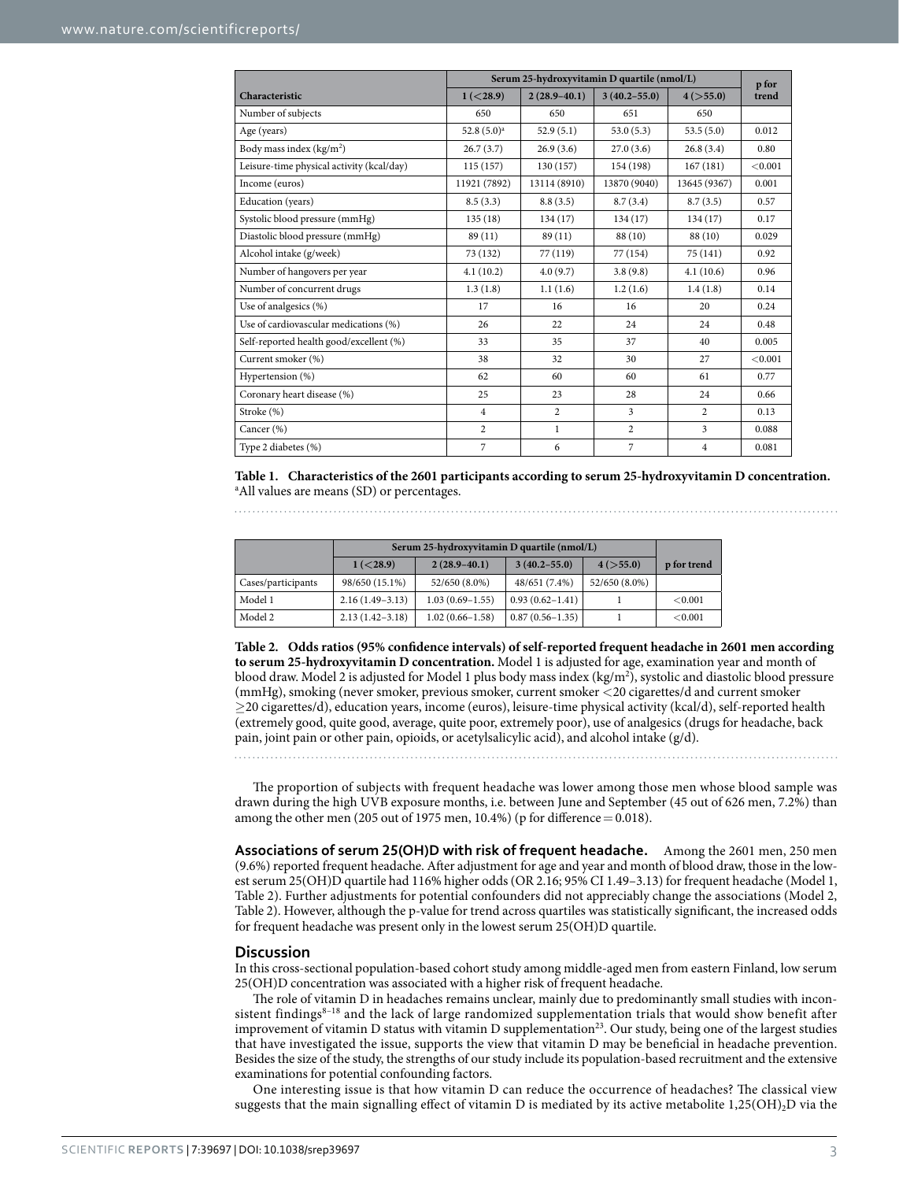| Characteristic | Serum 25-hydroxyvitamin D quartile (nmol/L) | | | | p for trend |
|---|---|---|---|---|---|
| | 1 (<28.9) | 2 (28.9–40.1) | 3 (40.2–55.0) | 4 (>55.0) | |
| Number of subjects | 650 | 650 | 651 | 650 | |
| Age (years) | 52.8 (5.0)[a] | 52.9 (5.1) | 53.0 (5.3) | 53.5 (5.0) | 0.012 |
| Body mass index (kg/m$^2$) | 26.7 (3.7) | 26.9 (3.6) | 27.0 (3.6) | 26.8 (3.4) | 0.80 |
| Leisure-time physical activity (kcal/day) | 115 (157) | 130 (157) | 154 (198) | 167 (181) | <0.001 |
| Income (euros) | 11921 (7892) | 13114 (8910) | 13870 (9040) | 13645 (9367) | 0.001 |
| Education (years) | 8.5 (3.3) | 8.8 (3.5) | 8.7 (3.4) | 8.7 (3.5) | 0.57 |
| Systolic blood pressure (mmHg) | 135 (18) | 134 (17) | 134 (17) | 134 (17) | 0.17 |
| Diastolic blood pressure (mmHg) | 89 (11) | 89 (11) | 88 (10) | 88 (10) | 0.029 |
| Alcohol intake (g/week) | 73 (132) | 77 (119) | 77 (154) | 75 (141) | 0.92 |
| Number of hangovers per year | 4.1 (10.2) | 4.0 (9.7) | 3.8 (9.8) | 4.1 (10.6) | 0.96 |
| Number of concurrent drugs | 1.3 (1.8) | 1.1 (1.6) | 1.2 (1.6) | 1.4 (1.8) | 0.14 |
| Use of analgesics (%) | 17 | 16 | 16 | 20 | 0.24 |
| Use of cardiovascular medications (%) | 26 | 22 | 24 | 24 | 0.48 |
| Self-reported health good/excellent (%) | 33 | 35 | 37 | 40 | 0.005 |
| Current smoker (%) | 38 | 32 | 30 | 27 | <0.001 |
| Hypertension (%) | 62 | 60 | 60 | 61 | 0.77 |
| Coronary heart disease (%) | 25 | 23 | 28 | 24 | 0.66 |
| Stroke (%) | 4 | 2 | 3 | 2 | 0.13 |
| Cancer (%) | 2 | 1 | 2 | 3 | 0.088 |
| Type 2 diabetes (%) | 7 | 6 | 7 | 4 | 0.081 |

**Table 1. Characteristics of the 2601 participants according to serum 25-hydroxyvitamin D concentration.** [a]All values are means (SD) or percentages.

| | Serum 25-hydroxyvitamin D quartile (nmol/L) | | | | p for trend |
|---|---|---|---|---|---|
| | 1 (<28.9) | 2 (28.9–40.1) | 3 (40.2–55.0) | 4 (>55.0) | |
| Cases/participants | 98/650 (15.1%) | 52/650 (8.0%) | 48/651 (7.4%) | 52/650 (8.0%) | |
| Model 1 | 2.16 (1.49–3.13) | 1.03 (0.69–1.55) | 0.93 (0.62–1.41) | 1 | <0.001 |
| Model 2 | 2.13 (1.42–3.18) | 1.02 (0.66–1.58) | 0.87 (0.56–1.35) | 1 | <0.001 |

**Table 2. Odds ratios (95% confidence intervals) of self-reported frequent headache in 2601 men according to serum 25-hydroxyvitamin D concentration.** Model 1 is adjusted for age, examination year and month of blood draw. Model 2 is adjusted for Model 1 plus body mass index (kg/m$^2$), systolic and diastolic blood pressure (mmHg), smoking (never smoker, previous smoker, current smoker <20 cigarettes/d and current smoker ≥20 cigarettes/d), education years, income (euros), leisure-time physical activity (kcal/d), self-reported health (extremely good, quite good, average, quite poor, extremely poor), use of analgesics (drugs for headache, back pain, joint pain or other pain, opioids, or acetylsalicylic acid), and alcohol intake (g/d).

The proportion of subjects with frequent headache was lower among those men whose blood sample was drawn during the high UVB exposure months, i.e. between June and September (45 out of 626 men, 7.2%) than among the other men (205 out of 1975 men, 10.4%) (p for difference = 0.018).

**Associations of serum 25(OH)D with risk of frequent headache.** Among the 2601 men, 250 men (9.6%) reported frequent headache. After adjustment for age and year and month of blood draw, those in the lowest serum 25(OH)D quartile had 116% higher odds (OR 2.16; 95% CI 1.49–3.13) for frequent headache (Model 1, Table 2). Further adjustments for potential confounders did not appreciably change the associations (Model 2, Table 2). However, although the p-value for trend across quartiles was statistically significant, the increased odds for frequent headache was present only in the lowest serum 25(OH)D quartile.

## Discussion

In this cross-sectional population-based cohort study among middle-aged men from eastern Finland, low serum 25(OH)D concentration was associated with a higher risk of frequent headache.

The role of vitamin D in headaches remains unclear, mainly due to predominantly small studies with inconsistent findings[8–18] and the lack of large randomized supplementation trials that would show benefit after improvement of vitamin D status with vitamin D supplementation[23]. Our study, being one of the largest studies that have investigated the issue, supports the view that vitamin D may be beneficial in headache prevention. Besides the size of the study, the strengths of our study include its population-based recruitment and the extensive examinations for potential confounding factors.

One interesting issue is that how vitamin D can reduce the occurrence of headaches? The classical view suggests that the main signalling effect of vitamin D is mediated by its active metabolite $1,25(OH)_2D$ via the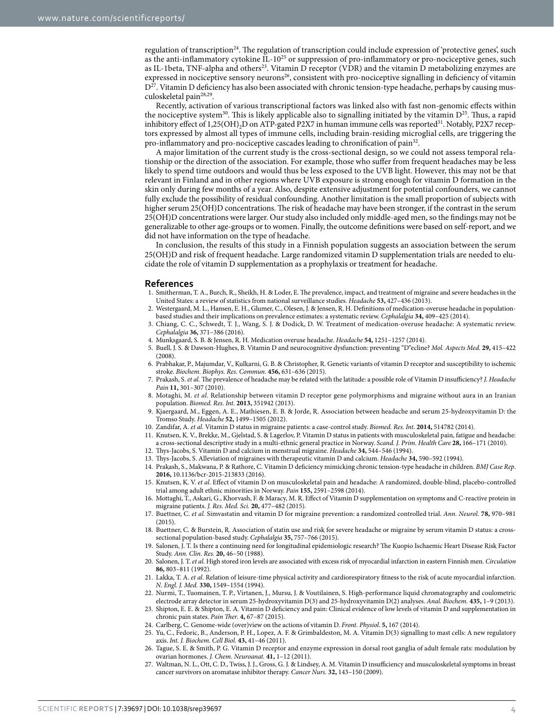regulation of transcription[24]. The regulation of transcription could include expression of 'protective genes', such as the anti-inflammatory cytokine IL-10[25] or suppression of pro-inflammatory or pro-nociceptive genes, such as IL-1beta, TNF-alpha and others[23]. Vitamin D receptor (VDR) and the vitamin D metabolizing enzymes are expressed in nociceptive sensory neurons[26], consistent with pro-nociceptive signalling in deficiency of vitamin D[27]. Vitamin D deficiency has also been associated with chronic tension-type headache, perhaps by causing musculoskeletal pain[28,29].

Recently, activation of various transcriptional factors was linked also with fast non-genomic effects within the nociceptive system[30]. This is likely applicable also to signalling initiated by the vitamin D[25]. Thus, a rapid inhibitory effect of $1,25(OH)_2D$ on ATP-gated P2X7 in human immune cells was reported[31]. Notably, P2X7 receptors expressed by almost all types of immune cells, including brain-residing microglial cells, are triggering the pro-inflammatory and pro-nociceptive cascades leading to chronification of pain[32].

A major limitation of the current study is the cross-sectional design, so we could not assess temporal relationship or the direction of the association. For example, those who suffer from frequent headaches may be less likely to spend time outdoors and would thus be less exposed to the UVB light. However, this may not be that relevant in Finland and in other regions where UVB exposure is strong enough for vitamin D formation in the skin only during few months of a year. Also, despite extensive adjustment for potential confounders, we cannot fully exclude the possibility of residual confounding. Another limitation is the small proportion of subjects with higher serum 25(OH)D concentrations. The risk of headache may have been stronger, if the contrast in the serum 25(OH)D concentrations were larger. Our study also included only middle-aged men, so the findings may not be generalizable to other age-groups or to women. Finally, the outcome definitions were based on self-report, and we did not have information on the type of headache.

In conclusion, the results of this study in a Finnish population suggests an association between the serum 25(OH)D and risk of frequent headache. Large randomized vitamin D supplementation trials are needed to elucidate the role of vitamin D supplementation as a prophylaxis or treatment for headache.

## References

1. Smitherman, T. A., Burch, R., Sheikh, H. & Loder, E. The prevalence, impact, and treatment of migraine and severe headaches in the United States: a review of statistics from national surveillance studies. *Headache* **53,** 427–436 (2013).
2. Westergaard, M. L., Hansen, E. H., Glumer, C., Olesen, J. & Jensen, R. H. Definitions of medication-overuse headache in population-based studies and their implications on prevalence estimates: a systematic review. *Cephalalgia* **34,** 409–425 (2014).
3. Chiang, C. C., Schwedt, T. J., Wang, S. J. & Dodick, D. W. Treatment of medication-overuse headache: A systematic review. *Cephalalgia* **36,** 371–386 (2016).
4. Munksgaard, S. B. & Jensen, R. H. Medication overuse headache. *Headache* **54,** 1251–1257 (2014).
5. Buell, J. S. & Dawson-Hughes, B. Vitamin D and neurocognitive dysfunction: preventing "D"ecline? *Mol. Aspects Med.* **29,** 415–422 (2008).
6. Prabhakar, P., Majumdar, V., Kulkarni, G. B. & Christopher, R. Genetic variants of vitamin D receptor and susceptibility to ischemic stroke. *Biochem. Biophys. Res. Commun.* **456,** 631–636 (2015).
7. Prakash, S. *et al.* The prevalence of headache may be related with the latitude: a possible role of Vitamin D insufficiency? *J. Headache Pain* **11,** 301–307 (2010).
8. Motaghi, M. *et al.* Relationship between vitamin D receptor gene polymorphisms and migraine without aura in an Iranian population. *Biomed. Res. Int.* **2013,** 351942 (2013).
9. Kjaergaard, M., Eggen, A. E., Mathiesen, E. B. & Jorde, R. Association between headache and serum 25-hydroxyvitamin D: the Tromso Study. *Headache* **52,** 1499–1505 (2012).
10. Zandifar, A. *et al.* Vitamin D status in migraine patients: a case-control study. *Biomed. Res. Int.* **2014,** 514782 (2014).
11. Knutsen, K. V., Brekke, M., Gjelstad, S. & Lagerlov, P. Vitamin D status in patients with musculoskeletal pain, fatigue and headache: a cross-sectional descriptive study in a multi-ethnic general practice in Norway. *Scand. J. Prim. Health Care* **28,** 166–171 (2010).
12. Thys-Jacobs, S. Vitamin D and calcium in menstrual migraine. *Headache* **34,** 544–546 (1994).
13. Thys-Jacobs, S. Alleviation of migraines with therapeutic vitamin D and calcium. *Headache* **34,** 590–592 (1994).
14. Prakash, S., Makwana, P. & Rathore, C. Vitamin D deficiency mimicking chronic tension-type headache in children. *BMJ Case Rep.* **2016,** 10.1136/bcr-2015-213833 (2016).
15. Knutsen, K. V. *et al.* Effect of vitamin D on musculoskeletal pain and headache: A randomized, double-blind, placebo-controlled trial among adult ethnic minorities in Norway. *Pain* **155,** 2591–2598 (2014).
16. Mottaghi, T., Askari, G., Khorvash, F. & Maracy, M. R. Effect of Vitamin D supplementation on symptoms and C-reactive protein in migraine patients. *J. Res. Med. Sci.* **20,** 477–482 (2015).
17. Buettner, C. *et al.* Simvastatin and vitamin D for migraine prevention: a randomized controlled trial. *Ann. Neurol.* **78,** 970–981 (2015).
18. Buettner, C. & Burstein, R. Association of statin use and risk for severe headache or migraine by serum vitamin D status: a cross-sectional population-based study. *Cephalalgia* **35,** 757–766 (2015).
19. Salonen, J. T. Is there a continuing need for longitudinal epidemiologic research? The Kuopio Ischaemic Heart Disease Risk Factor Study. *Ann. Clin. Res.* **20,** 46–50 (1988).
20. Salonen, J. T. *et al.* High stored iron levels are associated with excess risk of myocardial infarction in eastern Finnish men. *Circulation* **86,** 803–811 (1992).
21. Lakka, T. A. *et al.* Relation of leisure-time physical activity and cardiorespiratory fitness to the risk of acute myocardial infarction. *N. Engl. J. Med.* **330,** 1549–1554 (1994).
22. Nurmi, T., Tuomainen, T. P., Virtanen, J., Mursu, J. & Voutilainen, S. High-performance liquid chromatography and coulometric electrode array detector in serum 25-hydroxyvitamin D(3) and 25-hydroxyvitamin D(2) analyses. *Anal. Biochem.* **435,** 1–9 (2013).
23. Shipton, E. E. & Shipton, E. A. Vitamin D deficiency and pain: Clinical evidence of low levels of vitamin D and supplementation in chronic pain states. *Pain Ther.* **4,** 67–87 (2015).
24. Carlberg, C. Genome-wide (over)view on the actions of vitamin D. *Front. Physiol.* **5,** 167 (2014).
25. Yu, C., Fedoric, B., Anderson, P. H., Lopez, A. F. & Grimbaldeston, M. A. Vitamin D(3) signalling to mast cells: A new regulatory axis. *Int. J. Biochem. Cell Biol.* **43,** 41–46 (2011).
26. Tague, S. E. & Smith, P. G. Vitamin D receptor and enzyme expression in dorsal root ganglia of adult female rats: modulation by ovarian hormones. *J. Chem. Neuroanat.* **41,** 1–12 (2011).
27. Waltman, N. L., Ott, C. D., Twiss, J. J., Gross, G. J. & Lindsey, A. M. Vitamin D insufficiency and musculoskeletal symptoms in breast cancer survivors on aromatase inhibitor therapy. *Cancer Nurs.* **32,** 143–150 (2009).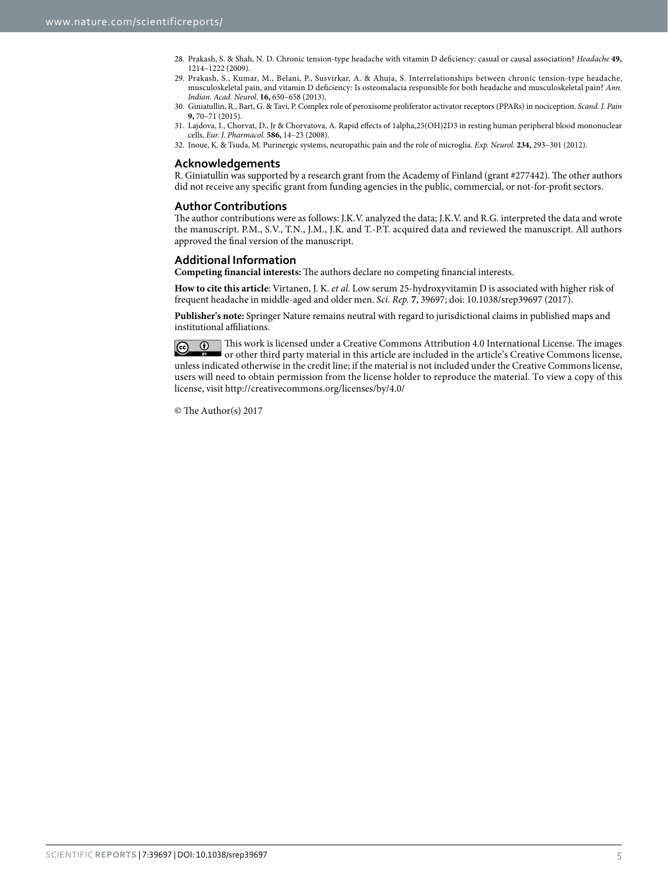28. Prakash, S. & Shah, N. D. Chronic tension-type headache with vitamin D deficiency: casual or causal association? *Headache* **49,** 1214–1222 (2009).
29. Prakash, S., Kumar, M., Belani, P., Susvirkar, A. & Ahuja, S. Interrelationships between chronic tension-type headache, musculoskeletal pain, and vitamin D deficiency: Is osteomalacia responsible for both headache and musculoskeletal pain? *Ann. Indian. Acad. Neurol.* **16,** 650–658 (2013).
30. Giniatullin, R., Bart, G. & Tavi, P. Complex role of peroxisome proliferator activator receptors (PPARs) in nociception. *Scand. J. Pain* **9,** 70–71 (2015).
31. Lajdova, I., Chorvat, D., Jr & Chorvatova, A. Rapid effects of 1alpha,25(OH)2D3 in resting human peripheral blood mononuclear cells. *Eur. J. Pharmacol.* **586,** 14–23 (2008).
32. Inoue, K. & Tsuda, M. Purinergic systems, neuropathic pain and the role of microglia. *Exp. Neurol.* **234,** 293–301 (2012).

## Acknowledgements

R. Giniatullin was supported by a research grant from the Academy of Finland (grant #277442). The other authors did not receive any specific grant from funding agencies in the public, commercial, or not-for-profit sectors.

## Author Contributions

The author contributions were as follows: J.K.V. analyzed the data; J.K.V. and R.G. interpreted the data and wrote the manuscript. P.M., S.V., T.N., J.M., J.K. and T.-P.T. acquired data and reviewed the manuscript. All authors approved the final version of the manuscript.

## Additional Information

**Competing financial interests:** The authors declare no competing financial interests.

**How to cite this article**: Virtanen, J. K. *et al.* Low serum 25-hydroxyvitamin D is associated with higher risk of frequent headache in middle-aged and older men. *Sci. Rep.* **7**, 39697; doi: 10.1038/srep39697 (2017).

**Publisher's note:** Springer Nature remains neutral with regard to jurisdictional claims in published maps and institutional affiliations.

This work is licensed under a Creative Commons Attribution 4.0 International License. The images or other third party material in this article are included in the article's Creative Commons license, unless indicated otherwise in the credit line; if the material is not included under the Creative Commons license, users will need to obtain permission from the license holder to reproduce the material. To view a copy of this license, visit http://creativecommons.org/licenses/by/4.0/

© The Author(s) 2017